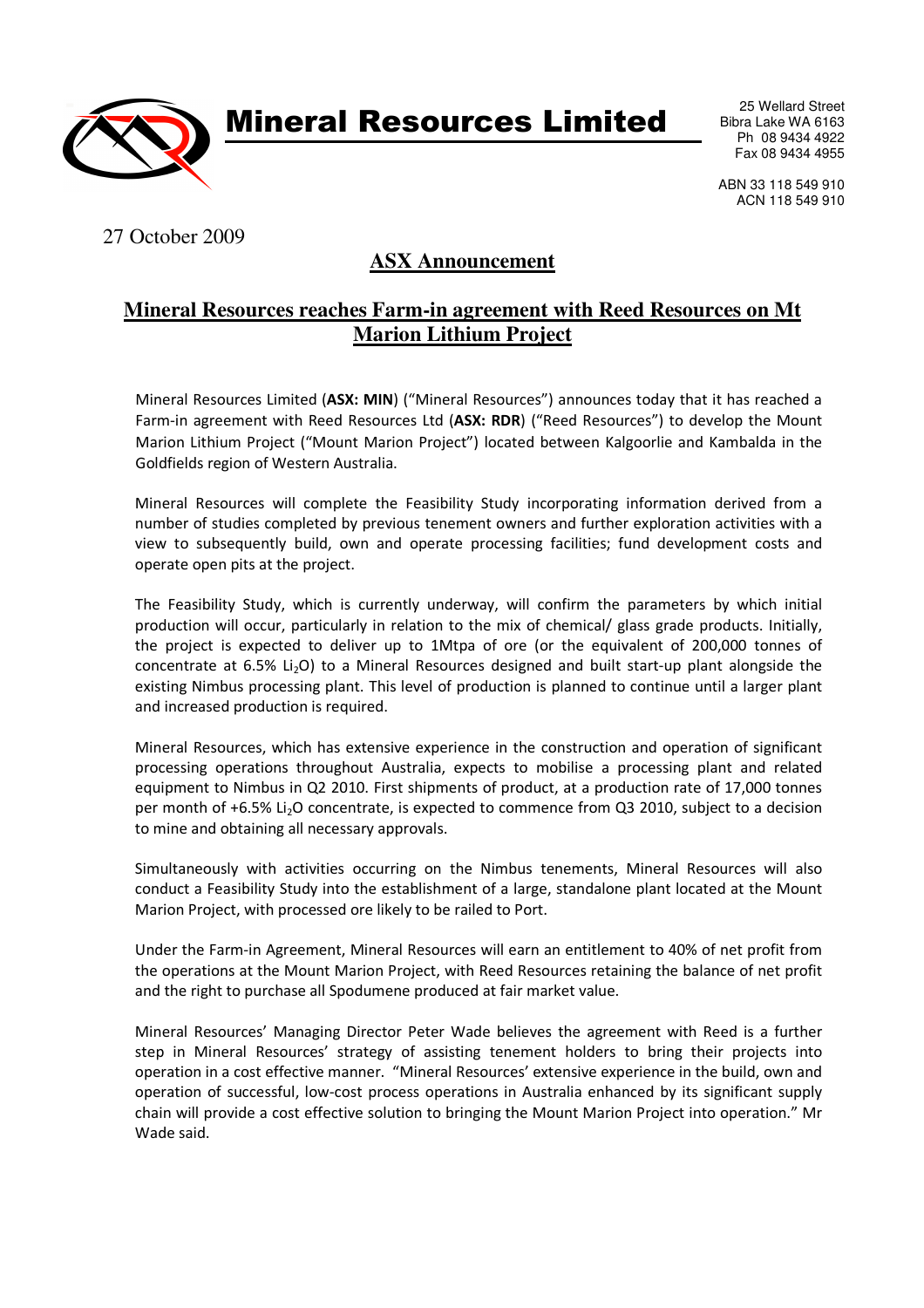# Mineral Resources Limited

25 Wellard Street
Bibra Lake WA 6163
Ph 08 9434 4922
Fax 08 9434 4955

ABN 33 118 549 910
ACN 118 549 910

27 October 2009

## ASX Announcement

## Mineral Resources reaches Farm-in agreement with Reed Resources on Mt Marion Lithium Project

Mineral Resources Limited (**ASX: MIN**) ("Mineral Resources") announces today that it has reached a Farm-in agreement with Reed Resources Ltd (**ASX: RDR**) ("Reed Resources") to develop the Mount Marion Lithium Project ("Mount Marion Project") located between Kalgoorlie and Kambalda in the Goldfields region of Western Australia.

Mineral Resources will complete the Feasibility Study incorporating information derived from a number of studies completed by previous tenement owners and further exploration activities with a view to subsequently build, own and operate processing facilities; fund development costs and operate open pits at the project.

The Feasibility Study, which is currently underway, will confirm the parameters by which initial production will occur, particularly in relation to the mix of chemical/ glass grade products. Initially, the project is expected to deliver up to 1Mtpa of ore (or the equivalent of 200,000 tonnes of concentrate at 6.5% $Li_2O$) to a Mineral Resources designed and built start-up plant alongside the existing Nimbus processing plant. This level of production is planned to continue until a larger plant and increased production is required.

Mineral Resources, which has extensive experience in the construction and operation of significant processing operations throughout Australia, expects to mobilise a processing plant and related equipment to Nimbus in Q2 2010. First shipments of product, at a production rate of 17,000 tonnes per month of +6.5% $Li_2O$ concentrate, is expected to commence from Q3 2010, subject to a decision to mine and obtaining all necessary approvals.

Simultaneously with activities occurring on the Nimbus tenements, Mineral Resources will also conduct a Feasibility Study into the establishment of a large, standalone plant located at the Mount Marion Project, with processed ore likely to be railed to Port.

Under the Farm-in Agreement, Mineral Resources will earn an entitlement to 40% of net profit from the operations at the Mount Marion Project, with Reed Resources retaining the balance of net profit and the right to purchase all Spodumene produced at fair market value.

Mineral Resources' Managing Director Peter Wade believes the agreement with Reed is a further step in Mineral Resources' strategy of assisting tenement holders to bring their projects into operation in a cost effective manner. "Mineral Resources' extensive experience in the build, own and operation of successful, low-cost process operations in Australia enhanced by its significant supply chain will provide a cost effective solution to bringing the Mount Marion Project into operation." Mr Wade said.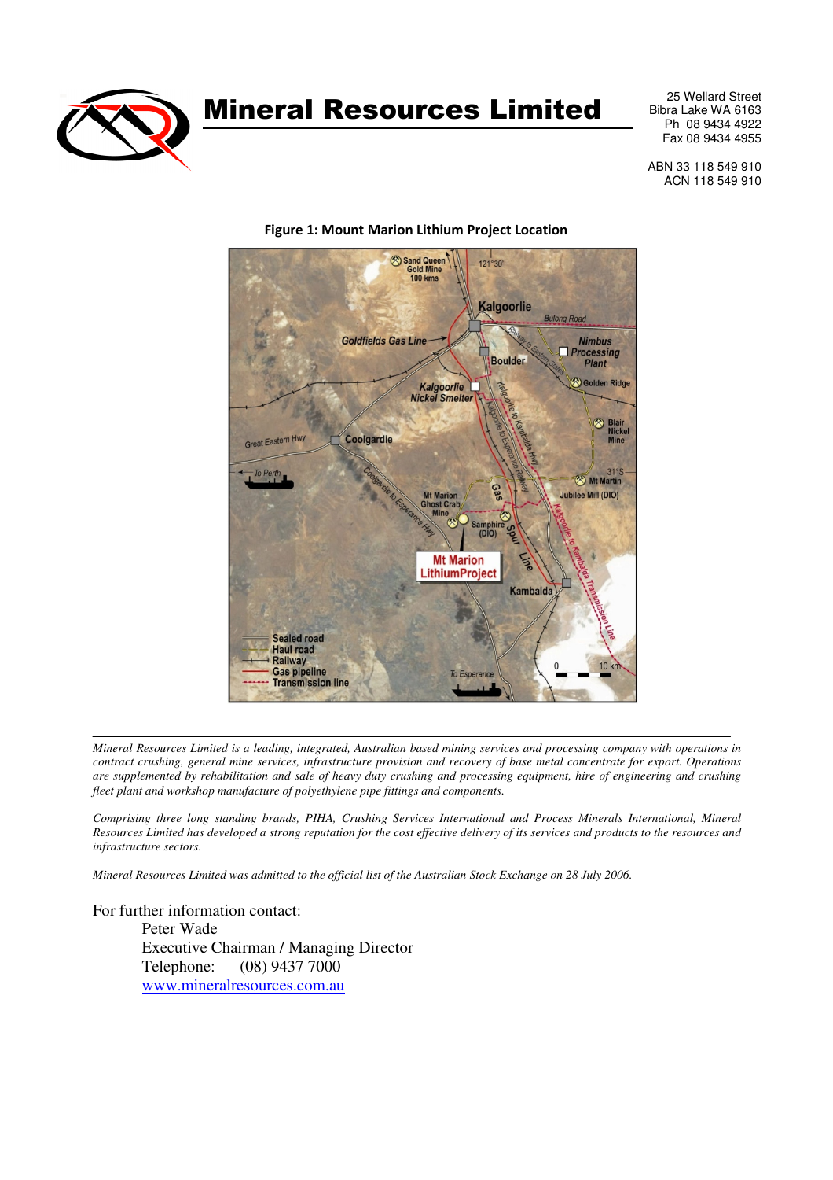# Mineral Resources Limited

25 Wellard Street
Bibra Lake WA 6163
Ph 08 9434 4922
Fax 08 9434 4955

ABN 33 118 549 910
ACN 118 549 910

**Figure 1: Mount Marion Lithium Project Location**

Sand Queen Gold Mine 100 kms
121°30'
Kalgoorlie
Bulong Road
Goldfields Gas Line
Railway to Esperance
Nimbus Processing Plant
Boulder
Kalgoorlie Nickel Smelter
Golden Ridge
Kalgoorlie to Kambalda Hwy
Kalgoorlie to Esperance Railway
Blair Nickel Mine
Great Eastern Hwy
Coolgardie
To Perth
31°S
Mt Martin
Coolgardie to Esperance Hwy
Mt Marion Ghost Crab Mine
Gas
Jubilee Mill (DIO)
Samphire (DIO)
Spur
Kalgoorlie to Kambalda Transmission Line
Mt Marion LithiumProject
Line
Kambalda
Sealed road
Haul road
Railway
Gas pipeline
Transmission line
To Esperance
0
10 km

---

*Mineral Resources Limited is a leading, integrated, Australian based mining services and processing company with operations in contract crushing, general mine services, infrastructure provision and recovery of base metal concentrate for export. Operations are supplemented by rehabilitation and sale of heavy duty crushing and processing equipment, hire of engineering and crushing fleet plant and workshop manufacture of polyethylene pipe fittings and components.*

*Comprising three long standing brands, PIHA, Crushing Services International and Process Minerals International, Mineral Resources Limited has developed a strong reputation for the cost effective delivery of its services and products to the resources and infrastructure sectors.*

*Mineral Resources Limited was admitted to the official list of the Australian Stock Exchange on 28 July 2006.*

For further information contact:

Peter Wade
Executive Chairman / Managing Director
Telephone: (08) 9437 7000
www.mineralresources.com.au